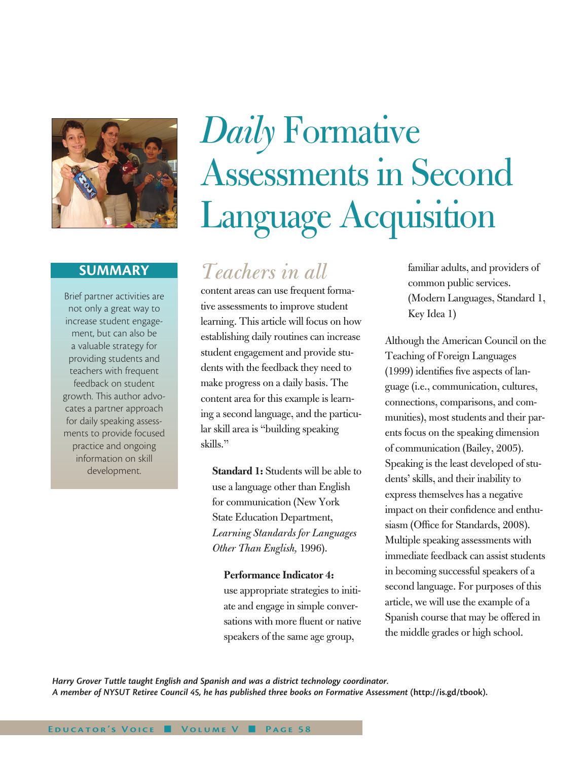# *Daily* Formative Assessments in Second Language Acquisition

## SUMMARY

Brief partner activities are not only a great way to increase student engagement, but can also be a valuable strategy for providing students and teachers with frequent feedback on student growth. This author advocates a partner approach for daily speaking assessments to provide focused practice and ongoing information on skill development.

*Teachers in all* content areas can use frequent formative assessments to improve student learning. This article will focus on how establishing daily routines can increase student engagement and provide students with the feedback they need to make progress on a daily basis. The content area for this example is learning a second language, and the particular skill area is "building speaking skills."

> **Standard 1:** Students will be able to use a language other than English for communication (New York State Education Department, *Learning Standards for Languages Other Than English,* 1996).
>
> > **Performance Indicator 4:** use appropriate strategies to initiate and engage in simple conversations with more fluent or native speakers of the same age group, familiar adults, and providers of common public services. (Modern Languages, Standard 1, Key Idea 1)

Although the American Council on the Teaching of Foreign Languages (1999) identifies five aspects of language (i.e., communication, cultures, connections, comparisons, and communities), most students and their parents focus on the speaking dimension of communication (Bailey, 2005). Speaking is the least developed of students' skills, and their inability to express themselves has a negative impact on their confidence and enthusiasm (Office for Standards, 2008). Multiple speaking assessments with immediate feedback can assist students in becoming successful speakers of a second language. For purposes of this article, we will use the example of a Spanish course that may be offered in the middle grades or high school.

***Harry Grover Tuttle taught English and Spanish and was a district technology coordinator. A member of NYSUT Retiree Council 45, he has published three books on Formative Assessment* (http://is.gd/tbook).**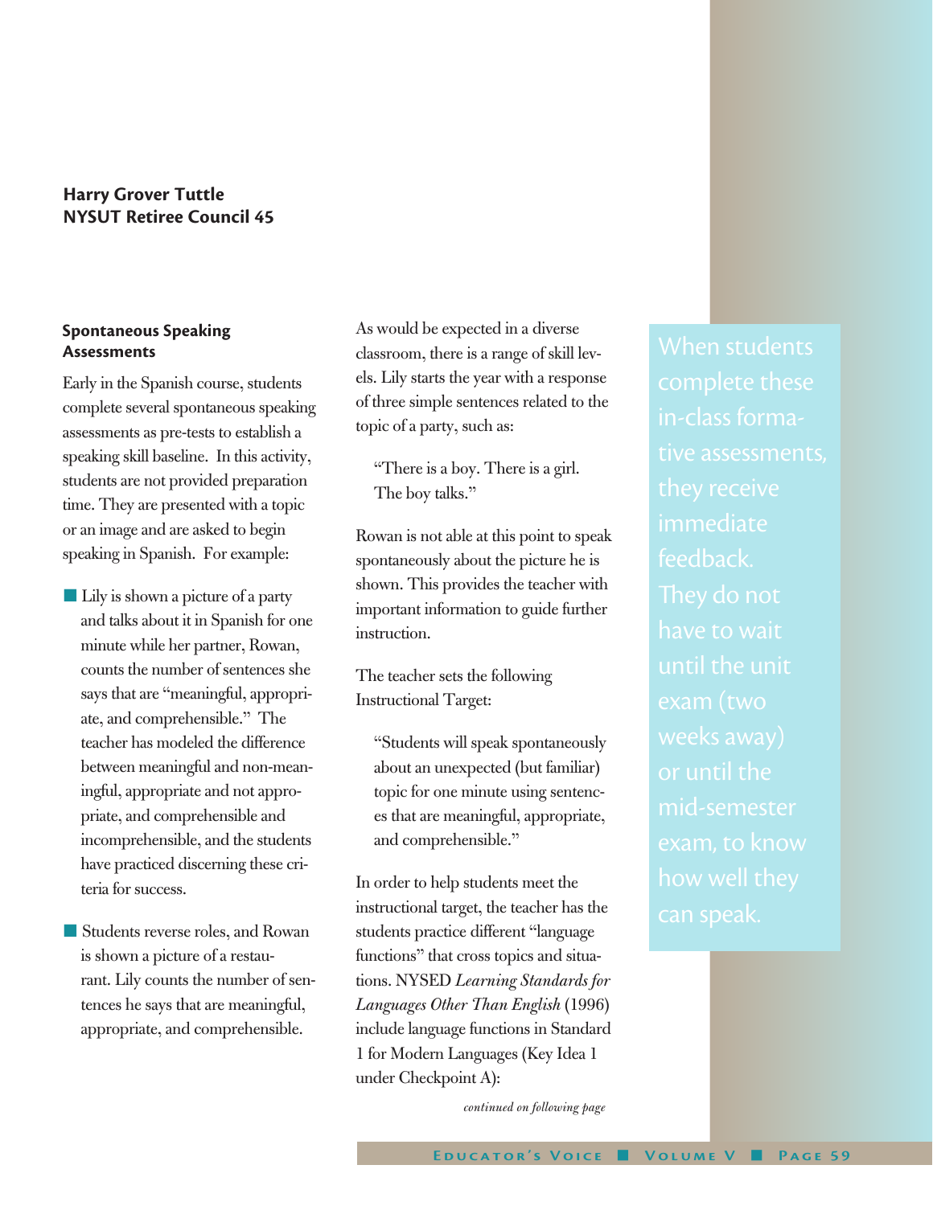**Harry Grover Tuttle**
**NYSUT Retiree Council 45**

### Spontaneous Speaking Assessments

Early in the Spanish course, students complete several spontaneous speaking assessments as pre-tests to establish a speaking skill baseline. In this activity, students are not provided preparation time. They are presented with a topic or an image and are asked to begin speaking in Spanish. For example:

- Lily is shown a picture of a party and talks about it in Spanish for one minute while her partner, Rowan, counts the number of sentences she says that are "meaningful, appropriate, and comprehensible." The teacher has modeled the difference between meaningful and non-meaningful, appropriate and not appropriate, and comprehensible and incomprehensible, and the students have practiced discerning these criteria for success.

- Students reverse roles, and Rowan is shown a picture of a restaurant. Lily counts the number of sentences he says that are meaningful, appropriate, and comprehensible.

As would be expected in a diverse classroom, there is a range of skill levels. Lily starts the year with a response of three simple sentences related to the topic of a party, such as:

> "There is a boy. There is a girl. The boy talks."

Rowan is not able at this point to speak spontaneously about the picture he is shown. This provides the teacher with important information to guide further instruction.

The teacher sets the following Instructional Target:

> "Students will speak spontaneously about an unexpected (but familiar) topic for one minute using sentences that are meaningful, appropriate, and comprehensible."

In order to help students meet the instructional target, the teacher has the students practice different "language functions" that cross topics and situations. NYSED *Learning Standards for Languages Other Than English* (1996) include language functions in Standard 1 for Modern Languages (Key Idea 1 under Checkpoint A):

*continued on following page*

> When students complete these in-class formative assessments, they receive immediate feedback. They do not have to wait until the unit exam (two weeks away) or until the mid-semester exam, to know how well they can speak.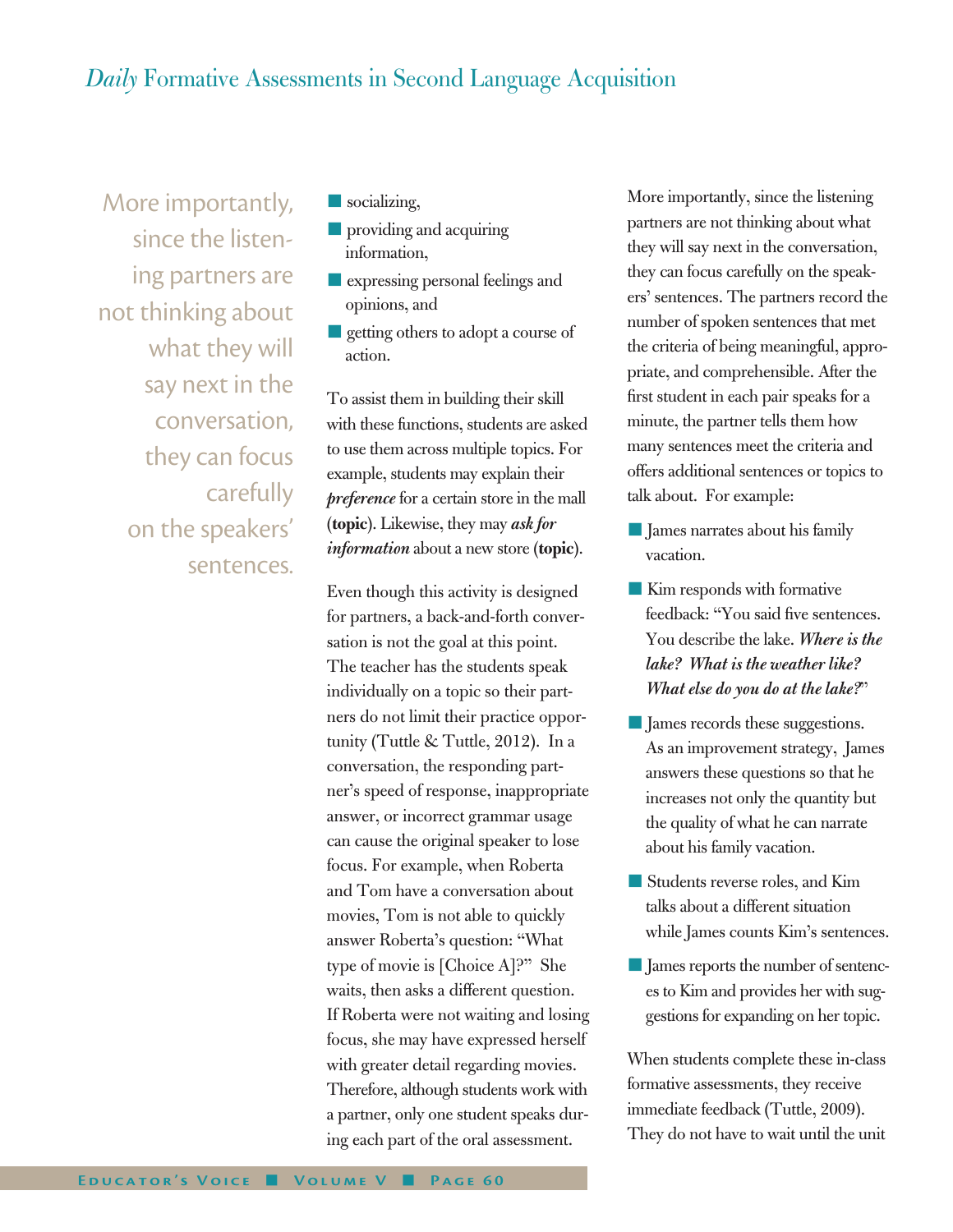More importantly, since the listening partners are not thinking about what they will say next in the conversation, they can focus carefully on the speakers' sentences.

- socializing,
- providing and acquiring information,
- expressing personal feelings and opinions, and
- getting others to adopt a course of action.

To assist them in building their skill with these functions, students are asked to use them across multiple topics. For example, students may explain their ***preference*** for a certain store in the mall (**topic**). Likewise, they may ***ask for information*** about a new store (**topic**).

Even though this activity is designed for partners, a back-and-forth conversation is not the goal at this point. The teacher has the students speak individually on a topic so their partners do not limit their practice opportunity (Tuttle & Tuttle, 2012). In a conversation, the responding partner's speed of response, inappropriate answer, or incorrect grammar usage can cause the original speaker to lose focus. For example, when Roberta and Tom have a conversation about movies, Tom is not able to quickly answer Roberta's question: "What type of movie is [Choice A]?" She waits, then asks a different question. If Roberta were not waiting and losing focus, she may have expressed herself with greater detail regarding movies. Therefore, although students work with a partner, only one student speaks during each part of the oral assessment.

More importantly, since the listening partners are not thinking about what they will say next in the conversation, they can focus carefully on the speakers' sentences. The partners record the number of spoken sentences that met the criteria of being meaningful, appropriate, and comprehensible. After the first student in each pair speaks for a minute, the partner tells them how many sentences meet the criteria and offers additional sentences or topics to talk about. For example:

- James narrates about his family vacation.
- Kim responds with formative feedback: "You said five sentences. You describe the lake. ***Where is the lake? What is the weather like? What else do you do at the lake?***"
- James records these suggestions. As an improvement strategy, James answers these questions so that he increases not only the quantity but the quality of what he can narrate about his family vacation.
- Students reverse roles, and Kim talks about a different situation while James counts Kim's sentences.
- James reports the number of sentences to Kim and provides her with suggestions for expanding on her topic.

When students complete these in-class formative assessments, they receive immediate feedback (Tuttle, 2009). They do not have to wait until the unit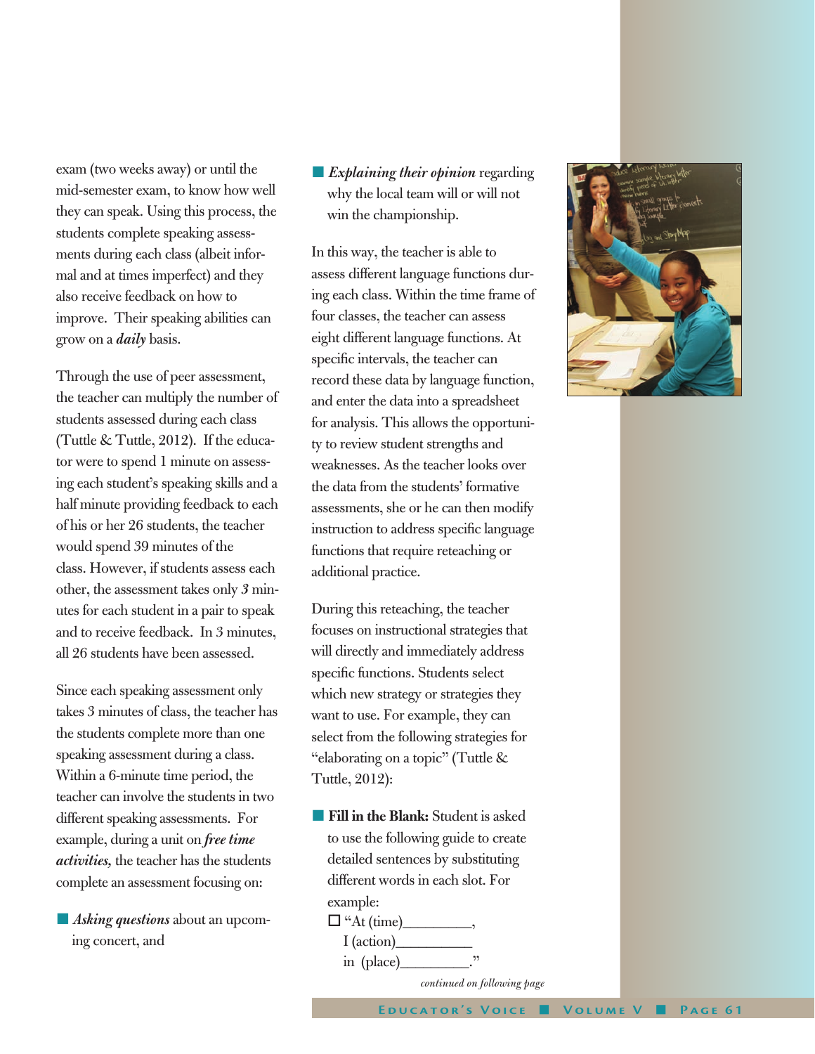exam (two weeks away) or until the mid-semester exam, to know how well they can speak. Using this process, the students complete speaking assessments during each class (albeit informal and at times imperfect) and they also receive feedback on how to improve. Their speaking abilities can grow on a ***daily*** basis.

Through the use of peer assessment, the teacher can multiply the number of students assessed during each class (Tuttle & Tuttle, 2012). If the educator were to spend 1 minute on assessing each student's speaking skills and a half minute providing feedback to each of his or her 26 students, the teacher would spend 39 minutes of the class. However, if students assess each other, the assessment takes only ***3*** minutes for each student in a pair to speak and to receive feedback. In 3 minutes, all 26 students have been assessed.

Since each speaking assessment only takes 3 minutes of class, the teacher has the students complete more than one speaking assessment during a class. Within a 6-minute time period, the teacher can involve the students in two different speaking assessments. For example, during a unit on ***free time activities,*** the teacher has the students complete an assessment focusing on:

- ***Asking questions*** about an upcoming concert, and
- ***Explaining their opinion*** regarding why the local team will or will not win the championship.

In this way, the teacher is able to assess different language functions during each class. Within the time frame of four classes, the teacher can assess eight different language functions. At specific intervals, the teacher can record these data by language function, and enter the data into a spreadsheet for analysis. This allows the opportunity to review student strengths and weaknesses. As the teacher looks over the data from the students' formative assessments, she or he can then modify instruction to address specific language functions that require reteaching or additional practice.

During this reteaching, the teacher focuses on instructional strategies that will directly and immediately address specific functions. Students select which new strategy or strategies they want to use. For example, they can select from the following strategies for "elaborating on a topic" (Tuttle & Tuttle, 2012):

- **Fill in the Blank:** Student is asked to use the following guide to create detailed sentences by substituting different words in each slot. For example:
  - ☐ "At (time)_________, I (action)__________ in (place)_________."

*continued on following page*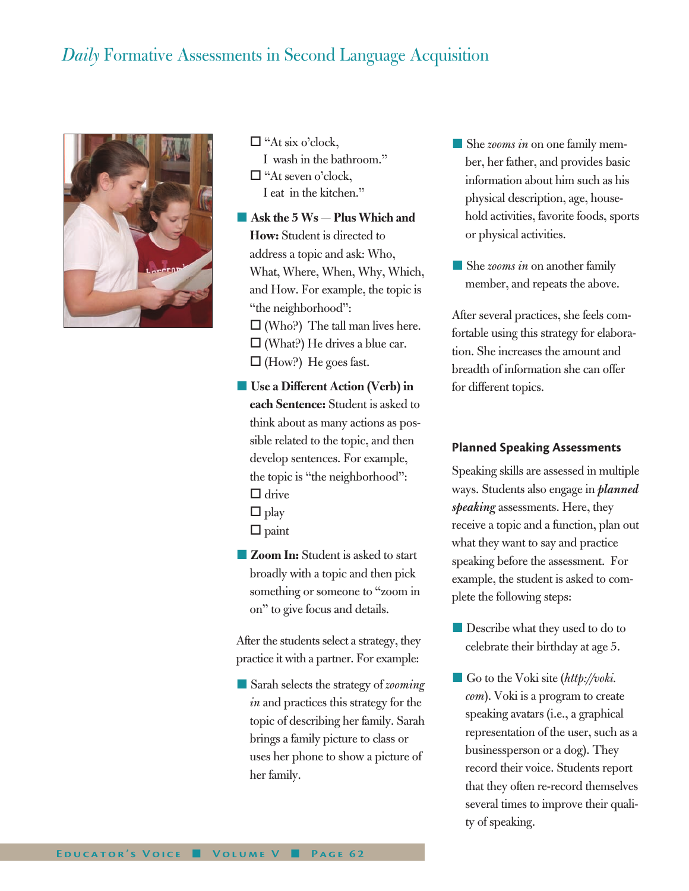- ☐ "At six o'clock, I wash in the bathroom."
- ☐ "At seven o'clock, I eat in the kitchen."

- **Ask the 5 Ws — Plus Which and How:** Student is directed to address a topic and ask: Who, What, Where, When, Why, Which, and How. For example, the topic is "the neighborhood":
  - ☐ (Who?) The tall man lives here.
  - ☐ (What?) He drives a blue car.
  - ☐ (How?) He goes fast.

- **Use a Different Action (Verb) in each Sentence:** Student is asked to think about as many actions as possible related to the topic, and then develop sentences. For example, the topic is "the neighborhood":
  - ☐ drive
  - ☐ play
  - ☐ paint

- **Zoom In:** Student is asked to start broadly with a topic and then pick something or someone to "zoom in on" to give focus and details.

After the students select a strategy, they practice it with a partner. For example:

- Sarah selects the strategy of *zooming in* and practices this strategy for the topic of describing her family. Sarah brings a family picture to class or uses her phone to show a picture of her family.

- She *zooms in* on one family member, her father, and provides basic information about him such as his physical description, age, household activities, favorite foods, sports or physical activities.

- She *zooms in* on another family member, and repeats the above.

After several practices, she feels comfortable using this strategy for elaboration. She increases the amount and breadth of information she can offer for different topics.

### Planned Speaking Assessments

Speaking skills are assessed in multiple ways. Students also engage in ***planned speaking*** assessments. Here, they receive a topic and a function, plan out what they want to say and practice speaking before the assessment. For example, the student is asked to complete the following steps:

- Describe what they used to do to celebrate their birthday at age 5.

- Go to the Voki site (*http://voki.com*). Voki is a program to create speaking avatars (i.e., a graphical representation of the user, such as a businessperson or a dog). They record their voice. Students report that they often re-record themselves several times to improve their quality of speaking.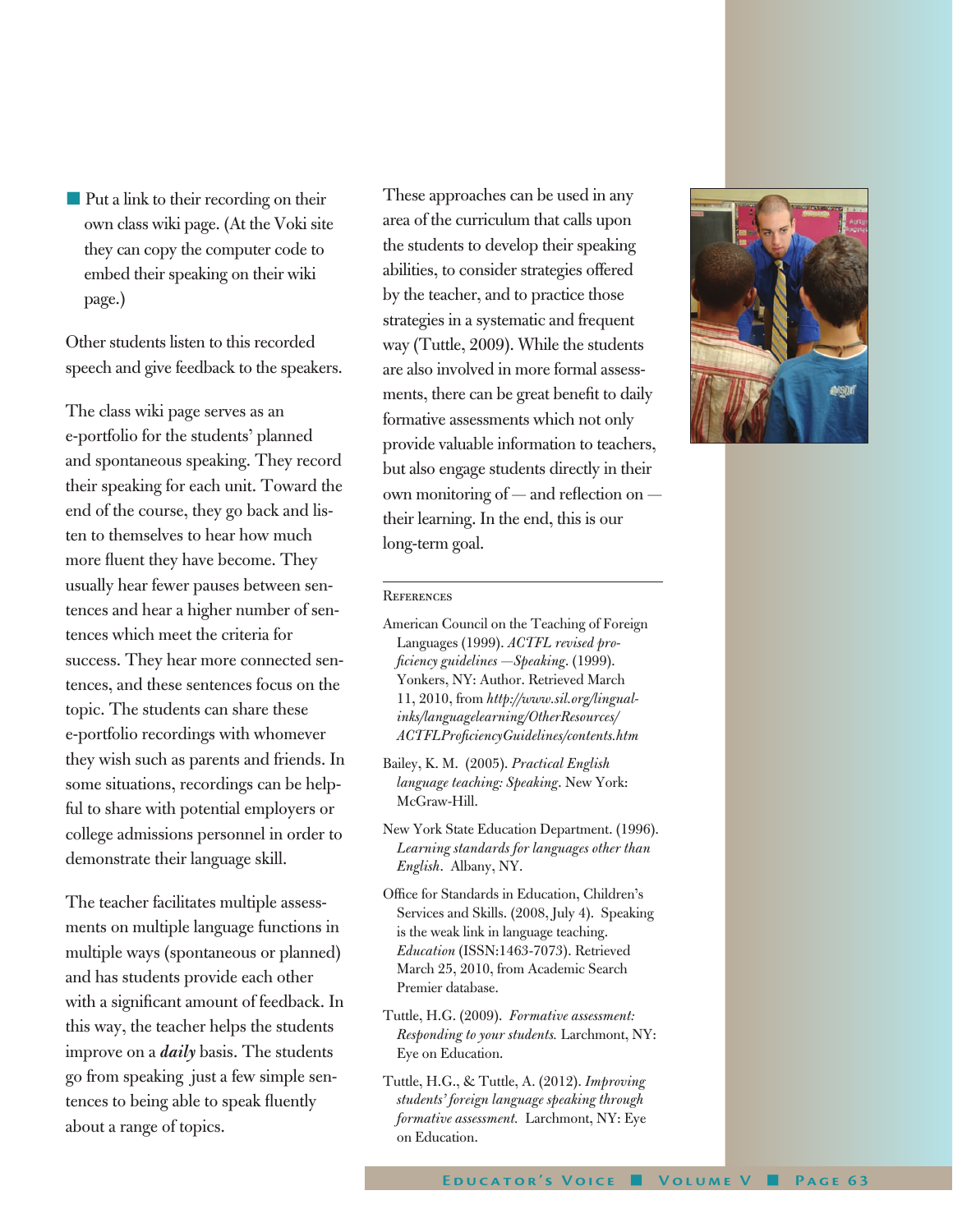- Put a link to their recording on their own class wiki page. (At the Voki site they can copy the computer code to embed their speaking on their wiki page.)

Other students listen to this recorded speech and give feedback to the speakers.

The class wiki page serves as an e-portfolio for the students' planned and spontaneous speaking. They record their speaking for each unit. Toward the end of the course, they go back and listen to themselves to hear how much more fluent they have become. They usually hear fewer pauses between sentences and hear a higher number of sentences which meet the criteria for success. They hear more connected sentences, and these sentences focus on the topic. The students can share these e-portfolio recordings with whomever they wish such as parents and friends. In some situations, recordings can be helpful to share with potential employers or college admissions personnel in order to demonstrate their language skill.

The teacher facilitates multiple assessments on multiple language functions in multiple ways (spontaneous or planned) and has students provide each other with a significant amount of feedback. In this way, the teacher helps the students improve on a ***daily*** basis. The students go from speaking just a few simple sentences to being able to speak fluently about a range of topics.

These approaches can be used in any area of the curriculum that calls upon the students to develop their speaking abilities, to consider strategies offered by the teacher, and to practice those strategies in a systematic and frequent way (Tuttle, 2009). While the students are also involved in more formal assessments, there can be great benefit to daily formative assessments which not only provide valuable information to teachers, but also engage students directly in their own monitoring of — and reflection on — their learning. In the end, this is our long-term goal.

## References

American Council on the Teaching of Foreign Languages (1999). *ACTFL revised proficiency guidelines —Speaking*. (1999). Yonkers, NY: Author. Retrieved March 11, 2010, from *http://www.sil.org/lingualinks/languagelearning/OtherResources/ACTFLProficiencyGuidelines/contents.htm*

Bailey, K. M. (2005). *Practical English language teaching: Speaking*. New York: McGraw-Hill.

New York State Education Department. (1996). *Learning standards for languages other than English*. Albany, NY.

Office for Standards in Education, Children's Services and Skills. (2008, July 4). Speaking is the weak link in language teaching. *Education* (ISSN:1463-7073). Retrieved March 25, 2010, from Academic Search Premier database.

Tuttle, H.G. (2009). *Formative assessment: Responding to your students.* Larchmont, NY: Eye on Education.

Tuttle, H.G., & Tuttle, A. (2012). *Improving students' foreign language speaking through formative assessment.* Larchmont, NY: Eye on Education.